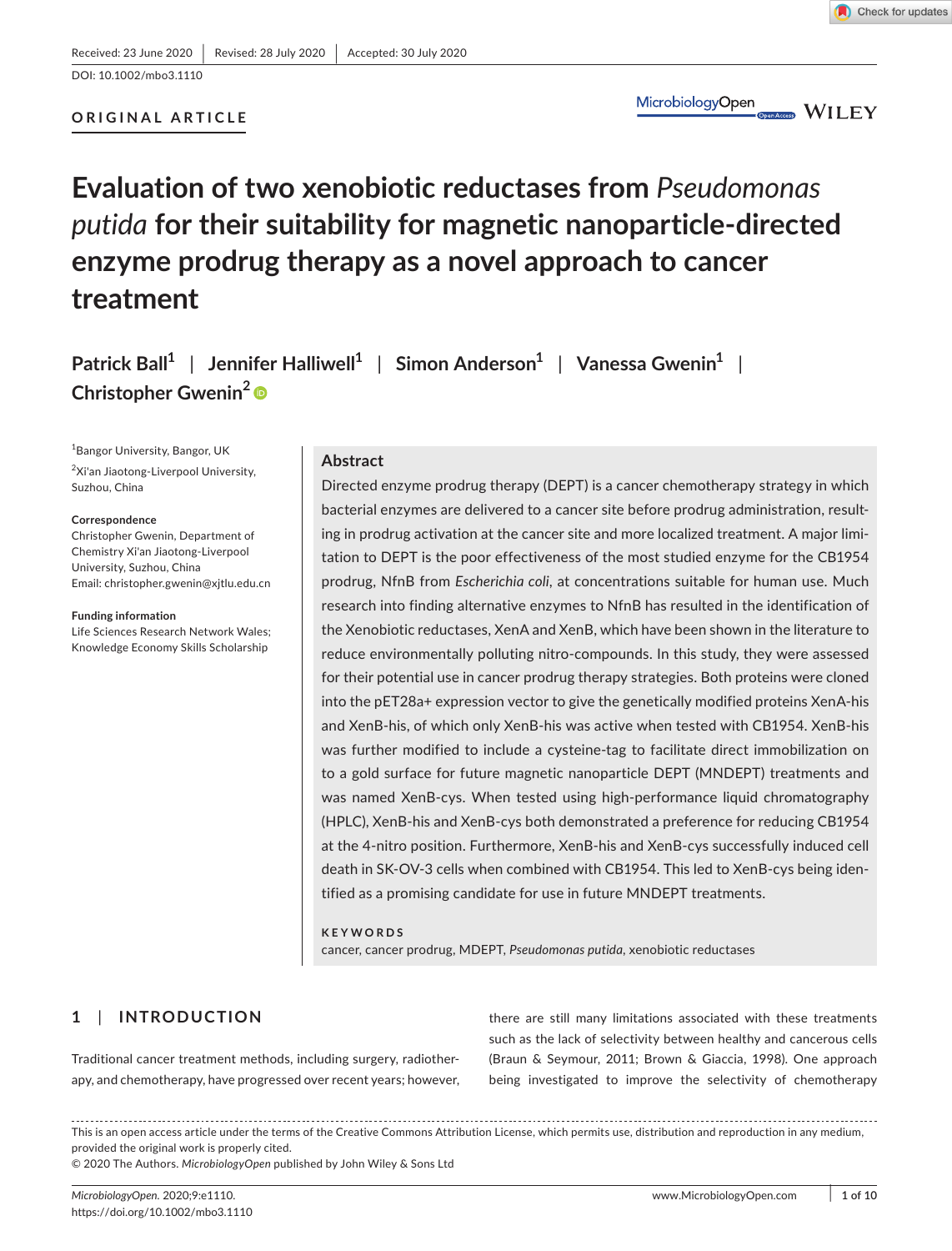Received: 23 June 2020 | Revised: 28 July 2020 | Accepted: 30 July 2020

DOI: 10.1002/mbo3.1110

**ORIGINAL ARTICLE**

# Evaluation of two xenobiotic reductases from *Pseudomonas putida* for their suitability for magnetic nanoparticle-directed enzyme prodrug therapy as a novel approach to cancer treatment

Patrick Ball[1] | Jennifer Halliwell[1] | Simon Anderson[1] | Vanessa Gwenin[1] | Christopher Gwenin[2]

[1]Bangor University, Bangor, UK

[2]Xi'an Jiaotong-Liverpool University, Suzhou, China

**Correspondence**
Christopher Gwenin, Department of Chemistry Xi'an Jiaotong-Liverpool University, Suzhou, China
Email: christopher.gwenin@xjtlu.edu.cn

**Funding information**
Life Sciences Research Network Wales; Knowledge Economy Skills Scholarship

## Abstract

Directed enzyme prodrug therapy (DEPT) is a cancer chemotherapy strategy in which bacterial enzymes are delivered to a cancer site before prodrug administration, resulting in prodrug activation at the cancer site and more localized treatment. A major limitation to DEPT is the poor effectiveness of the most studied enzyme for the CB1954 prodrug, NfnB from *Escherichia coli*, at concentrations suitable for human use. Much research into finding alternative enzymes to NfnB has resulted in the identification of the Xenobiotic reductases, XenA and XenB, which have been shown in the literature to reduce environmentally polluting nitro-compounds. In this study, they were assessed for their potential use in cancer prodrug therapy strategies. Both proteins were cloned into the pET28a+ expression vector to give the genetically modified proteins XenA-his and XenB-his, of which only XenB-his was active when tested with CB1954. XenB-his was further modified to include a cysteine-tag to facilitate direct immobilization on to a gold surface for future magnetic nanoparticle DEPT (MNDEPT) treatments and was named XenB-cys. When tested using high-performance liquid chromatography (HPLC), XenB-his and XenB-cys both demonstrated a preference for reducing CB1954 at the 4-nitro position. Furthermore, XenB-his and XenB-cys successfully induced cell death in SK-OV-3 cells when combined with CB1954. This led to XenB-cys being identified as a promising candidate for use in future MNDEPT treatments.

**KEYWORDS**

cancer, cancer prodrug, MDEPT, *Pseudomonas putida*, xenobiotic reductases

## 1 | INTRODUCTION

Traditional cancer treatment methods, including surgery, radiotherapy, and chemotherapy, have progressed over recent years; however, there are still many limitations associated with these treatments such as the lack of selectivity between healthy and cancerous cells (Braun & Seymour, 2011; Brown & Giaccia, 1998). One approach being investigated to improve the selectivity of chemotherapy

This is an open access article under the terms of the Creative Commons Attribution License, which permits use, distribution and reproduction in any medium, provided the original work is properly cited.
© 2020 The Authors. *MicrobiologyOpen* published by John Wiley & Sons Ltd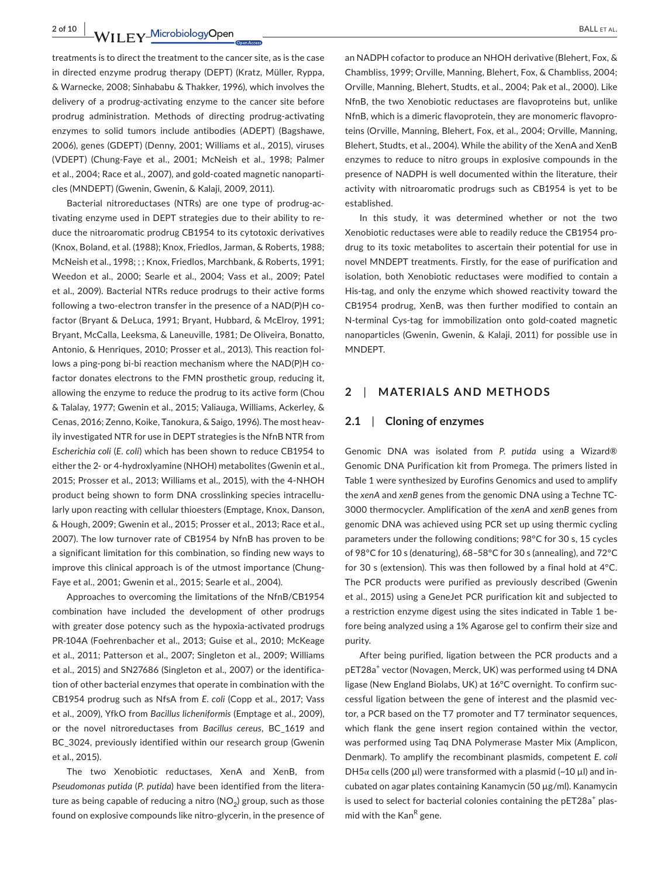treatments is to direct the treatment to the cancer site, as is the case in directed enzyme prodrug therapy (DEPT) (Kratz, Müller, Ryppa, & Warnecke, 2008; Sinhababu & Thakker, 1996), which involves the delivery of a prodrug-activating enzyme to the cancer site before prodrug administration. Methods of directing prodrug-activating enzymes to solid tumors include antibodies (ADEPT) (Bagshawe, 2006), genes (GDEPT) (Denny, 2001; Williams et al., 2015), viruses (VDEPT) (Chung-Faye et al., 2001; McNeish et al., 1998; Palmer et al., 2004; Race et al., 2007), and gold-coated magnetic nanoparticles (MNDEPT) (Gwenin, Gwenin, & Kalaji, 2009, 2011).

Bacterial nitroreductases (NTRs) are one type of prodrug-activating enzyme used in DEPT strategies due to their ability to reduce the nitroaromatic prodrug CB1954 to its cytotoxic derivatives (Knox, Boland, et al. (1988); Knox, Friedlos, Jarman, & Roberts, 1988; McNeish et al., 1998; ; ; Knox, Friedlos, Marchbank, & Roberts, 1991; Weedon et al., 2000; Searle et al., 2004; Vass et al., 2009; Patel et al., 2009). Bacterial NTRs reduce prodrugs to their active forms following a two-electron transfer in the presence of a NAD(P)H cofactor (Bryant & DeLuca, 1991; Bryant, Hubbard, & McElroy, 1991; Bryant, McCalla, Leeksma, & Laneuville, 1981; De Oliveira, Bonatto, Antonio, & Henriques, 2010; Prosser et al., 2013). This reaction follows a ping-pong bi-bi reaction mechanism where the NAD(P)H cofactor donates electrons to the FMN prosthetic group, reducing it, allowing the enzyme to reduce the prodrug to its active form (Chou & Talalay, 1977; Gwenin et al., 2015; Valiauga, Williams, Ackerley, & Cenas, 2016; Zenno, Koike, Tanokura, & Saigo, 1996). The most heavily investigated NTR for use in DEPT strategies is the NfnB NTR from *Escherichia coli* (*E. coli*) which has been shown to reduce CB1954 to either the 2- or 4-hydroxlyamine (NHOH) metabolites (Gwenin et al., 2015; Prosser et al., 2013; Williams et al., 2015), with the 4-NHOH product being shown to form DNA crosslinking species intracellularly upon reacting with cellular thioesters (Emptage, Knox, Danson, & Hough, 2009; Gwenin et al., 2015; Prosser et al., 2013; Race et al., 2007). The low turnover rate of CB1954 by NfnB has proven to be a significant limitation for this combination, so finding new ways to improve this clinical approach is of the utmost importance (Chung-Faye et al., 2001; Gwenin et al., 2015; Searle et al., 2004).

Approaches to overcoming the limitations of the NfnB/CB1954 combination have included the development of other prodrugs with greater dose potency such as the hypoxia-activated prodrugs PR-104A (Foehrenbacher et al., 2013; Guise et al., 2010; McKeage et al., 2011; Patterson et al., 2007; Singleton et al., 2009; Williams et al., 2015) and SN27686 (Singleton et al., 2007) or the identification of other bacterial enzymes that operate in combination with the CB1954 prodrug such as NfsA from *E. coli* (Copp et al., 2017; Vass et al., 2009), YfkO from *Bacillus licheniformis* (Emptage et al., 2009), or the novel nitroreductases from *Bacillus cereus*, BC_1619 and BC_3024, previously identified within our research group (Gwenin et al., 2015).

The two Xenobiotic reductases, XenA and XenB, from *Pseudomonas putida* (*P. putida*) have been identified from the literature as being capable of reducing a nitro ($NO_2$) group, such as those found on explosive compounds like nitro-glycerin, in the presence of an NADPH cofactor to produce an NHOH derivative (Blehert, Fox, & Chambliss, 1999; Orville, Manning, Blehert, Fox, & Chambliss, 2004; Orville, Manning, Blehert, Studts, et al., 2004; Pak et al., 2000). Like NfnB, the two Xenobiotic reductases are flavoproteins but, unlike NfnB, which is a dimeric flavoprotein, they are monomeric flavoproteins (Orville, Manning, Blehert, Fox, et al., 2004; Orville, Manning, Blehert, Studts, et al., 2004). While the ability of the XenA and XenB enzymes to reduce to nitro groups in explosive compounds in the presence of NADPH is well documented within the literature, their activity with nitroaromatic prodrugs such as CB1954 is yet to be established.

In this study, it was determined whether or not the two Xenobiotic reductases were able to readily reduce the CB1954 prodrug to its toxic metabolites to ascertain their potential for use in novel MNDEPT treatments. Firstly, for the ease of purification and isolation, both Xenobiotic reductases were modified to contain a His-tag, and only the enzyme which showed reactivity toward the CB1954 prodrug, XenB, was then further modified to contain an N-terminal Cys-tag for immobilization onto gold-coated magnetic nanoparticles (Gwenin, Gwenin, & Kalaji, 2011) for possible use in MNDEPT.

## 2 | MATERIALS AND METHODS

### 2.1 | Cloning of enzymes

Genomic DNA was isolated from *P. putida* using a Wizard® Genomic DNA Purification kit from Promega. The primers listed in Table 1 were synthesized by Eurofins Genomics and used to amplify the *xenA* and *xenB* genes from the genomic DNA using a Techne TC-3000 thermocycler. Amplification of the *xenA* and *xenB* genes from genomic DNA was achieved using PCR set up using thermic cycling parameters under the following conditions; 98°C for 30 s, 15 cycles of 98°C for 10 s (denaturing), 68–58°C for 30 s (annealing), and 72°C for 30 s (extension). This was then followed by a final hold at 4°C. The PCR products were purified as previously described (Gwenin et al., 2015) using a GeneJet PCR purification kit and subjected to a restriction enzyme digest using the sites indicated in Table 1 before being analyzed using a 1% Agarose gel to confirm their size and purity.

After being purified, ligation between the PCR products and a pET28a$^+$ vector (Novagen, Merck, UK) was performed using t4 DNA ligase (New England Biolabs, UK) at 16°C overnight. To confirm successful ligation between the gene of interest and the plasmid vector, a PCR based on the T7 promoter and T7 terminator sequences, which flank the gene insert region contained within the vector, was performed using Taq DNA Polymerase Master Mix (Amplicon, Denmark). To amplify the recombinant plasmids, competent *E. coli* DH5α cells (200 µl) were transformed with a plasmid (~10 µl) and incubated on agar plates containing Kanamycin (50 µg/ml). Kanamycin is used to select for bacterial colonies containing the pET28a$^+$ plasmid with the Kan$^R$ gene.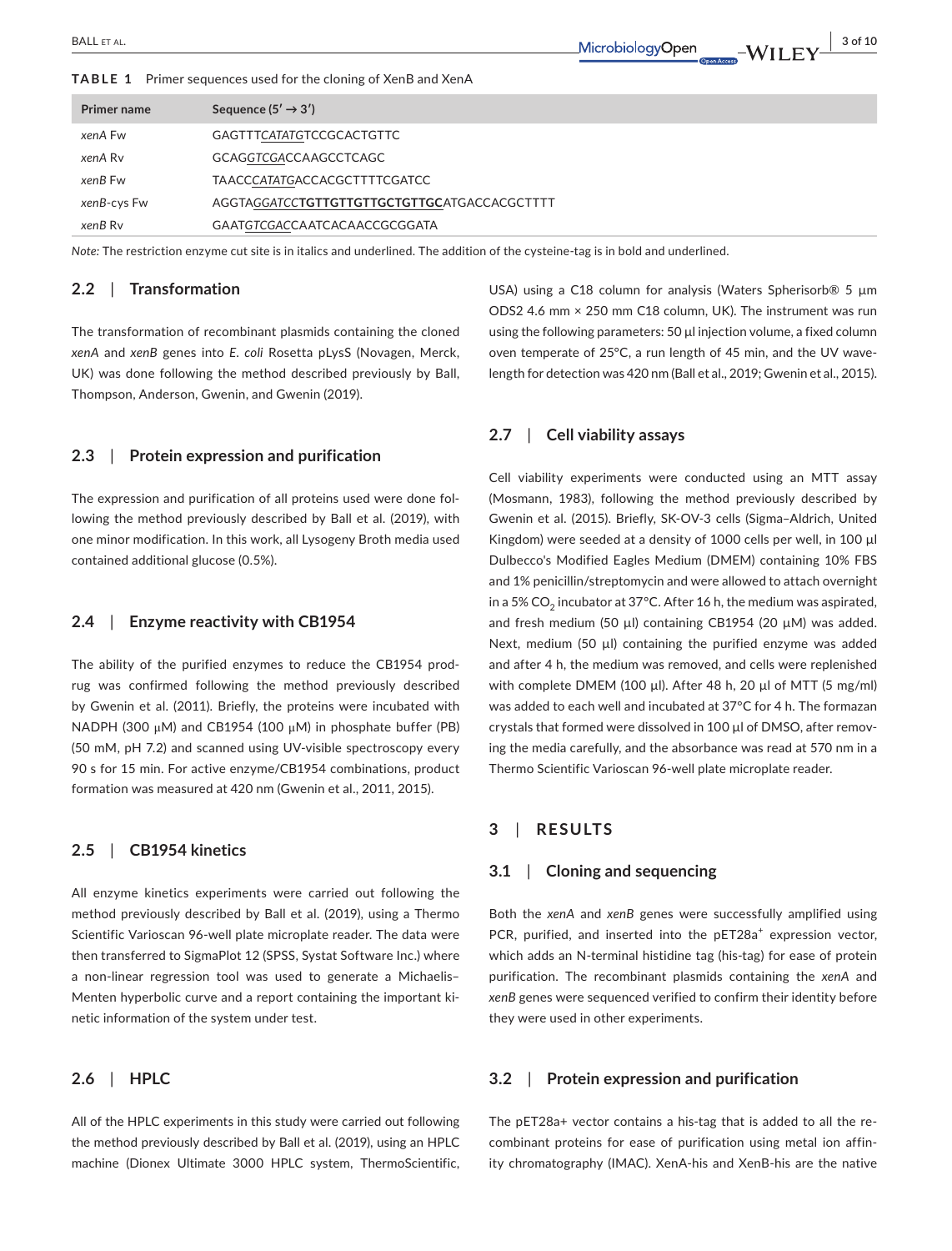**TABLE 1** Primer sequences used for the cloning of XenB and XenA

| Primer name | Sequence (5′ → 3′) |
|---|---|
| *xenA* Fw | GAGTTT*<u>CATATG</u>*TCCGCACTGTTC |
| *xenA* Rv | GCAG*<u>GTCGA</u>*CCAAGCCTCAGC |
| *xenB* Fw | TAACC*<u>CATATG</u>*ACCACGCTTTTCGATCC |
| *xenB*-cys Fw | AGGTA*<u>GGATCC</u>***TGTTGTTGTTGCTGTTGC**ATGACCACGCTTTT |
| *xenB* Rv | GAAT*<u>GTCGAC</u>*CAATCACAACCGCGGATA |

*Note:* The restriction enzyme cut site is in italics and underlined. The addition of the cysteine-tag is in bold and underlined.

## 2.2 | Transformation

The transformation of recombinant plasmids containing the cloned *xenA* and *xenB* genes into *E. coli* Rosetta pLysS (Novagen, Merck, UK) was done following the method described previously by Ball, Thompson, Anderson, Gwenin, and Gwenin (2019).

## 2.3 | Protein expression and purification

The expression and purification of all proteins used were done following the method previously described by Ball et al. (2019), with one minor modification. In this work, all Lysogeny Broth media used contained additional glucose (0.5%).

## 2.4 | Enzyme reactivity with CB1954

The ability of the purified enzymes to reduce the CB1954 prodrug was confirmed following the method previously described by Gwenin et al. (2011). Briefly, the proteins were incubated with NADPH (300 μM) and CB1954 (100 μM) in phosphate buffer (PB) (50 mM, pH 7.2) and scanned using UV-visible spectroscopy every 90 s for 15 min. For active enzyme/CB1954 combinations, product formation was measured at 420 nm (Gwenin et al., 2011, 2015).

## 2.5 | CB1954 kinetics

All enzyme kinetics experiments were carried out following the method previously described by Ball et al. (2019), using a Thermo Scientific Varioskan 96-well plate microplate reader. The data were then transferred to SigmaPlot 12 (SPSS, Systat Software Inc.) where a non-linear regression tool was used to generate a Michaelis–Menten hyperbolic curve and a report containing the important kinetic information of the system under test.

## 2.6 | HPLC

All of the HPLC experiments in this study were carried out following the method previously described by Ball et al. (2019), using an HPLC machine (Dionex Ultimate 3000 HPLC system, ThermoScientific, USA) using a C18 column for analysis (Waters Spherisorb® 5 μm ODS2 4.6 mm × 250 mm C18 column, UK). The instrument was run using the following parameters: 50 μl injection volume, a fixed column oven temperate of 25°C, a run length of 45 min, and the UV wavelength for detection was 420 nm (Ball et al., 2019; Gwenin et al., 2015).

## 2.7 | Cell viability assays

Cell viability experiments were conducted using an MTT assay (Mosmann, 1983), following the method previously described by Gwenin et al. (2015). Briefly, SK-OV-3 cells (Sigma–Aldrich, United Kingdom) were seeded at a density of 1000 cells per well, in 100 μl Dulbecco's Modified Eagles Medium (DMEM) containing 10% FBS and 1% penicillin/streptomycin and were allowed to attach overnight in a 5% $CO_2$ incubator at 37°C. After 16 h, the medium was aspirated, and fresh medium (50 μl) containing CB1954 (20 μM) was added. Next, medium (50 μl) containing the purified enzyme was added and after 4 h, the medium was removed, and cells were replenished with complete DMEM (100 μl). After 48 h, 20 μl of MTT (5 mg/ml) was added to each well and incubated at 37°C for 4 h. The formazan crystals that formed were dissolved in 100 μl of DMSO, after removing the media carefully, and the absorbance was read at 570 nm in a Thermo Scientific Varioscan 96-well plate microplate reader.

# 3 | RESULTS

## 3.1 | Cloning and sequencing

Both the *xenA* and *xenB* genes were successfully amplified using PCR, purified, and inserted into the pET28a$^+$ expression vector, which adds an N-terminal histidine tag (his-tag) for ease of protein purification. The recombinant plasmids containing the *xenA* and *xenB* genes were sequenced verified to confirm their identity before they were used in other experiments.

## 3.2 | Protein expression and purification

The pET28a+ vector contains a his-tag that is added to all the recombinant proteins for ease of purification using metal ion affinity chromatography (IMAC). XenA-his and XenB-his are the native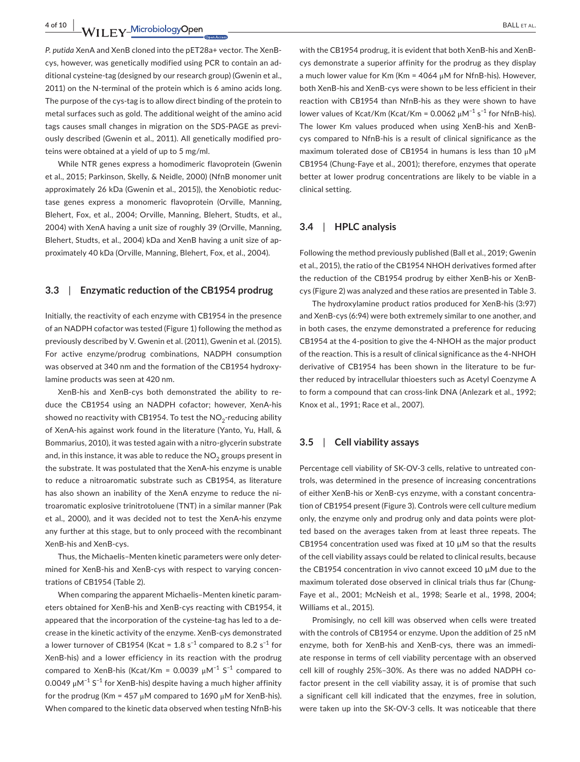*P. putida* XenA and XenB cloned into the pET28a+ vector. The XenB-cys, however, was genetically modified using PCR to contain an additional cysteine-tag (designed by our research group) (Gwenin et al., 2011) on the N-terminal of the protein which is 6 amino acids long. The purpose of the cys-tag is to allow direct binding of the protein to metal surfaces such as gold. The additional weight of the amino acid tags causes small changes in migration on the SDS-PAGE as previously described (Gwenin et al., 2011). All genetically modified proteins were obtained at a yield of up to 5 mg/ml.

While NTR genes express a homodimeric flavoprotein (Gwenin et al., 2015; Parkinson, Skelly, & Neidle, 2000) (NfnB monomer unit approximately 26 kDa (Gwenin et al., 2015)), the Xenobiotic reductase genes express a monomeric flavoprotein (Orville, Manning, Blehert, Fox, et al., 2004; Orville, Manning, Blehert, Studts, et al., 2004) with XenA having a unit size of roughly 39 (Orville, Manning, Blehert, Studts, et al., 2004) kDa and XenB having a unit size of approximately 40 kDa (Orville, Manning, Blehert, Fox, et al., 2004).

### 3.3 | Enzymatic reduction of the CB1954 prodrug

Initially, the reactivity of each enzyme with CB1954 in the presence of an NADPH cofactor was tested (Figure 1) following the method as previously described by V. Gwenin et al. (2011), Gwenin et al. (2015). For active enzyme/prodrug combinations, NADPH consumption was observed at 340 nm and the formation of the CB1954 hydroxylamine products was seen at 420 nm.

XenB-his and XenB-cys both demonstrated the ability to reduce the CB1954 using an NADPH cofactor; however, XenA-his showed no reactivity with CB1954. To test the $NO_2$-reducing ability of XenA-his against work found in the literature (Yanto, Yu, Hall, & Bommarius, 2010), it was tested again with a nitro-glycerin substrate and, in this instance, it was able to reduce the $NO_2$ groups present in the substrate. It was postulated that the XenA-his enzyme is unable to reduce a nitroaromatic substrate such as CB1954, as literature has also shown an inability of the XenA enzyme to reduce the nitroaromatic explosive trinitrotoluene (TNT) in a similar manner (Pak et al., 2000), and it was decided not to test the XenA-his enzyme any further at this stage, but to only proceed with the recombinant XenB-his and XenB-cys.

Thus, the Michaelis–Menten kinetic parameters were only determined for XenB-his and XenB-cys with respect to varying concentrations of CB1954 (Table 2).

When comparing the apparent Michaelis–Menten kinetic parameters obtained for XenB-his and XenB-cys reacting with CB1954, it appeared that the incorporation of the cysteine-tag has led to a decrease in the kinetic activity of the enzyme. XenB-cys demonstrated a lower turnover of CB1954 (Kcat = 1.8 $s^{-1}$ compared to 8.2 $s^{-1}$ for XenB-his) and a lower efficiency in its reaction with the prodrug compared to XenB-his (Kcat/Km = 0.0039 $\mu M^{-1}$ $S^{-1}$ compared to 0.0049 $\mu M^{-1}$ $S^{-1}$ for XenB-his) despite having a much higher affinity for the prodrug (Km = 457 μM compared to 1690 μM for XenB-his). When compared to the kinetic data observed when testing NfnB-his with the CB1954 prodrug, it is evident that both XenB-his and XenB-cys demonstrate a superior affinity for the prodrug as they display a much lower value for Km (Km = 4064 μM for NfnB-his). However, both XenB-his and XenB-cys were shown to be less efficient in their reaction with CB1954 than NfnB-his as they were shown to have lower values of Kcat/Km (Kcat/Km = 0.0062 $\mu M^{-1}$ $s^{-1}$ for NfnB-his). The lower Km values produced when using XenB-his and XenB-cys compared to NfnB-his is a result of clinical significance as the maximum tolerated dose of CB1954 in humans is less than 10 μM CB1954 (Chung-Faye et al., 2001); therefore, enzymes that operate better at lower prodrug concentrations are likely to be viable in a clinical setting.

### 3.4 | HPLC analysis

Following the method previously published (Ball et al., 2019; Gwenin et al., 2015), the ratio of the CB1954 NHOH derivatives formed after the reduction of the CB1954 prodrug by either XenB-his or XenB-cys (Figure 2) was analyzed and these ratios are presented in Table 3.

The hydroxylamine product ratios produced for XenB-his (3:97) and XenB-cys (6:94) were both extremely similar to one another, and in both cases, the enzyme demonstrated a preference for reducing CB1954 at the 4-position to give the 4-NHOH as the major product of the reaction. This is a result of clinical significance as the 4-NHOH derivative of CB1954 has been shown in the literature to be further reduced by intracellular thioesters such as Acetyl Coenzyme A to form a compound that can cross-link DNA (Anlezark et al., 1992; Knox et al., 1991; Race et al., 2007).

### 3.5 | Cell viability assays

Percentage cell viability of SK-OV-3 cells, relative to untreated controls, was determined in the presence of increasing concentrations of either XenB-his or XenB-cys enzyme, with a constant concentration of CB1954 present (Figure 3). Controls were cell culture medium only, the enzyme only and prodrug only and data points were plotted based on the averages taken from at least three repeats. The CB1954 concentration used was fixed at 10 μM so that the results of the cell viability assays could be related to clinical results, because the CB1954 concentration in vivo cannot exceed 10 μM due to the maximum tolerated dose observed in clinical trials thus far (Chung-Faye et al., 2001; McNeish et al., 1998; Searle et al., 1998, 2004; Williams et al., 2015).

Promisingly, no cell kill was observed when cells were treated with the controls of CB1954 or enzyme. Upon the addition of 25 nM enzyme, both for XenB-his and XenB-cys, there was an immediate response in terms of cell viability percentage with an observed cell kill of roughly 25%–30%. As there was no added NADPH cofactor present in the cell viability assay, it is of promise that such a significant cell kill indicated that the enzymes, free in solution, were taken up into the SK-OV-3 cells. It was noticeable that there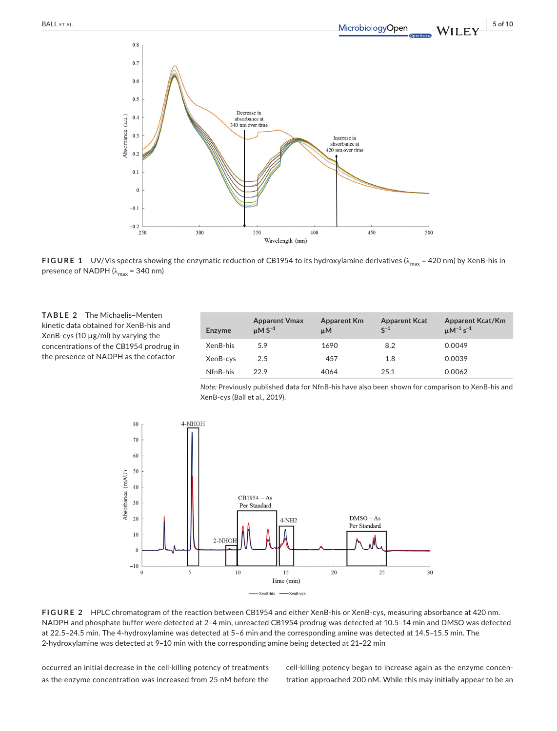**FIGURE 1** UV/Vis spectra showing the enzymatic reduction of CB1954 to its hydroxylamine derivatives ($\lambda_{max}$ = 420 nm) by XenB-his in presence of NADPH ($\lambda_{max}$ = 340 nm)

**TABLE 2** The Michaelis–Menten kinetic data obtained for XenB-his and XenB-cys (10 μg/ml) by varying the concentrations of the CB1954 prodrug in the presence of NADPH as the cofactor

| Enzyme | Apparent Vmax μM $S^{-1}$ | Apparent Km μM | Apparent Kcat $S^{-1}$ | Apparent Kcat/Km $\mu M^{-1} s^{-1}$ |
|---|---|---|---|---|
| XenB-his | 5.9 | 1690 | 8.2 | 0.0049 |
| XenB-cys | 2.5 | 457 | 1.8 | 0.0039 |
| NfnB-his | 22.9 | 4064 | 25.1 | 0.0062 |

*Note:* Previously published data for NfnB-his have also been shown for comparison to XenB-his and XenB-cys (Ball et al., 2019).

**FIGURE 2** HPLC chromatogram of the reaction between CB1954 and either XenB-his or XenB-cys, measuring absorbance at 420 nm. NADPH and phosphate buffer were detected at 2–4 min, unreacted CB1954 prodrug was detected at 10.5–14 min and DMSO was detected at 22.5–24.5 min. The 4-hydroxylamine was detected at 5–6 min and the corresponding amine was detected at 14.5–15.5 min. The 2-hydroxylamine was detected at 9–10 min with the corresponding amine being detected at 21–22 min

occurred an initial decrease in the cell-killing potency of treatments as the enzyme concentration was increased from 25 nM before the cell-killing potency began to increase again as the enzyme concentration approached 200 nM. While this may initially appear to be an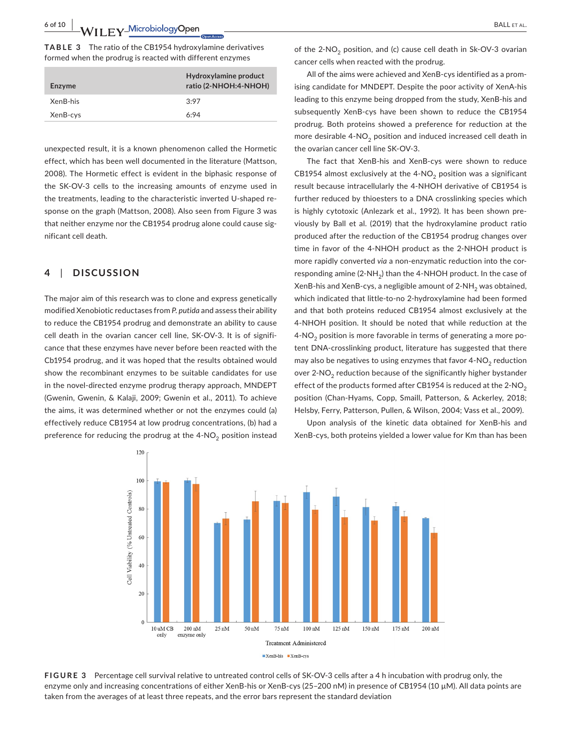**TABLE 3** The ratio of the CB1954 hydroxylamine derivatives formed when the prodrug is reacted with different enzymes

| Enzyme | Hydroxylamine product ratio (2-NHOH:4-NHOH) |
|---|---|
| XenB-his | 3:97 |
| XenB-cys | 6:94 |

unexpected result, it is a known phenomenon called the Hormetic effect, which has been well documented in the literature (Mattson, 2008). The Hormetic effect is evident in the biphasic response of the SK-OV-3 cells to the increasing amounts of enzyme used in the treatments, leading to the characteristic inverted U-shaped response on the graph (Mattson, 2008). Also seen from Figure 3 was that neither enzyme nor the CB1954 prodrug alone could cause significant cell death.

## 4 | DISCUSSION

The major aim of this research was to clone and express genetically modified Xenobiotic reductases from *P. putida* and assess their ability to reduce the CB1954 prodrug and demonstrate an ability to cause cell death in the ovarian cancer cell line, SK-OV-3. It is of significance that these enzymes have never before been reacted with the Cb1954 prodrug, and it was hoped that the results obtained would show the recombinant enzymes to be suitable candidates for use in the novel-directed enzyme prodrug therapy approach, MNDEPT (Gwenin, Gwenin, & Kalaji, 2009; Gwenin et al., 2011). To achieve the aims, it was determined whether or not the enzymes could (a) effectively reduce CB1954 at low prodrug concentrations, (b) had a preference for reducing the prodrug at the 4-$NO_2$ position instead of the 2-$NO_2$ position, and (c) cause cell death in Sk-OV-3 ovarian cancer cells when reacted with the prodrug.

All of the aims were achieved and XenB-cys identified as a promising candidate for MNDEPT. Despite the poor activity of XenA-his leading to this enzyme being dropped from the study, XenB-his and subsequently XenB-cys have been shown to reduce the CB1954 prodrug. Both proteins showed a preference for reduction at the more desirable 4-$NO_2$ position and induced increased cell death in the ovarian cancer cell line SK-OV-3.

The fact that XenB-his and XenB-cys were shown to reduce CB1954 almost exclusively at the 4-$NO_2$ position was a significant result because intracellularly the 4-NHOH derivative of CB1954 is further reduced by thioesters to a DNA crosslinking species which is highly cytotoxic (Anlezark et al., 1992). It has been shown previously by Ball et al. (2019) that the hydroxylamine product ratio produced after the reduction of the CB1954 prodrug changes over time in favor of the 4-NHOH product as the 2-NHOH product is more rapidly converted *via* a non-enzymatic reduction into the corresponding amine (2-$NH_2$) than the 4-NHOH product. In the case of XenB-his and XenB-cys, a negligible amount of 2-$NH_2$ was obtained, which indicated that little-to-no 2-hydroxylamine had been formed and that both proteins reduced CB1954 almost exclusively at the 4-NHOH position. It should be noted that while reduction at the 4-$NO_2$ position is more favorable in terms of generating a more potent DNA-crosslinking product, literature has suggested that there may also be negatives to using enzymes that favor 4-$NO_2$ reduction over 2-$NO_2$ reduction because of the significantly higher bystander effect of the products formed after CB1954 is reduced at the 2-$NO_2$ position (Chan-Hyams, Copp, Smaill, Patterson, & Ackerley, 2018; Helsby, Ferry, Patterson, Pullen, & Wilson, 2004; Vass et al., 2009).

Upon analysis of the kinetic data obtained for XenB-his and XenB-cys, both proteins yielded a lower value for Km than has been

**FIGURE 3** Percentage cell survival relative to untreated control cells of SK-OV-3 cells after a 4 h incubation with prodrug only, the enzyme only and increasing concentrations of either XenB-his or XenB-cys (25–200 nM) in presence of CB1954 (10 μM). All data points are taken from the averages of at least three repeats, and the error bars represent the standard deviation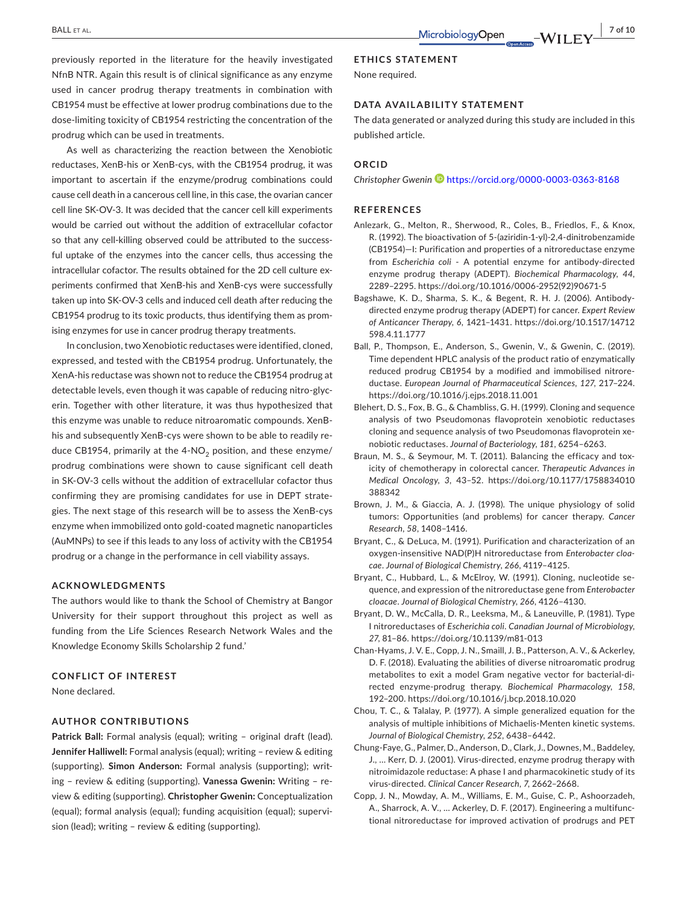previously reported in the literature for the heavily investigated NfnB NTR. Again this result is of clinical significance as any enzyme used in cancer prodrug therapy treatments in combination with CB1954 must be effective at lower prodrug combinations due to the dose-limiting toxicity of CB1954 restricting the concentration of the prodrug which can be used in treatments.

As well as characterizing the reaction between the Xenobiotic reductases, XenB-his or XenB-cys, with the CB1954 prodrug, it was important to ascertain if the enzyme/prodrug combinations could cause cell death in a cancerous cell line, in this case, the ovarian cancer cell line SK-OV-3. It was decided that the cancer cell kill experiments would be carried out without the addition of extracellular cofactor so that any cell-killing observed could be attributed to the successful uptake of the enzymes into the cancer cells, thus accessing the intracellular cofactor. The results obtained for the 2D cell culture experiments confirmed that XenB-his and XenB-cys were successfully taken up into SK-OV-3 cells and induced cell death after reducing the CB1954 prodrug to its toxic products, thus identifying them as promising enzymes for use in cancer prodrug therapy treatments.

In conclusion, two Xenobiotic reductases were identified, cloned, expressed, and tested with the CB1954 prodrug. Unfortunately, the XenA-his reductase was shown not to reduce the CB1954 prodrug at detectable levels, even though it was capable of reducing nitro-glycerin. Together with other literature, it was thus hypothesized that this enzyme was unable to reduce nitroaromatic compounds. XenB-his and subsequently XenB-cys were shown to be able to readily reduce CB1954, primarily at the 4-$NO_2$ position, and these enzyme/prodrug combinations were shown to cause significant cell death in SK-OV-3 cells without the addition of extracellular cofactor thus confirming they are promising candidates for use in DEPT strategies. The next stage of this research will be to assess the XenB-cys enzyme when immobilized onto gold-coated magnetic nanoparticles (AuMNPs) to see if this leads to any loss of activity with the CB1954 prodrug or a change in the performance in cell viability assays.

## ACKNOWLEDGMENTS

The authors would like to thank the School of Chemistry at Bangor University for their support throughout this project as well as funding from the Life Sciences Research Network Wales and the Knowledge Economy Skills Scholarship 2 fund.'

## CONFLICT OF INTEREST

None declared.

## AUTHOR CONTRIBUTIONS

**Patrick Ball:** Formal analysis (equal); writing – original draft (lead). **Jennifer Halliwell:** Formal analysis (equal); writing – review & editing (supporting). **Simon Anderson:** Formal analysis (supporting); writing – review & editing (supporting). **Vanessa Gwenin:** Writing – review & editing (supporting). **Christopher Gwenin:** Conceptualization (equal); formal analysis (equal); funding acquisition (equal); supervision (lead); writing – review & editing (supporting).

## ETHICS STATEMENT

None required.

## DATA AVAILABILITY STATEMENT

The data generated or analyzed during this study are included in this published article.

## ORCID

*Christopher Gwenin* https://orcid.org/0000-0003-0363-8168

## REFERENCES

Anlezark, G., Melton, R., Sherwood, R., Coles, B., Friedlos, F., & Knox, R. (1992). The bioactivation of 5-(aziridin-1-yl)-2,4-dinitrobenzamide (CB1954)—I: Purification and properties of a nitroreductase enzyme from *Escherichia coli* - A potential enzyme for antibody-directed enzyme prodrug therapy (ADEPT). *Biochemical Pharmacology*, *44*, 2289–2295. https://doi.org/10.1016/0006-2952(92)90671-5

Bagshawe, K. D., Sharma, S. K., & Begent, R. H. J. (2006). Antibody-directed enzyme prodrug therapy (ADEPT) for cancer. *Expert Review of Anticancer Therapy*, *6*, 1421–1431. https://doi.org/10.1517/14712598.4.11.1777

Ball, P., Thompson, E., Anderson, S., Gwenin, V., & Gwenin, C. (2019). Time dependent HPLC analysis of the product ratio of enzymatically reduced prodrug CB1954 by a modified and immobilised nitroreductase. *European Journal of Pharmaceutical Sciences*, *127*, 217–224. https://doi.org/10.1016/j.ejps.2018.11.001

Blehert, D. S., Fox, B. G., & Chambliss, G. H. (1999). Cloning and sequence analysis of two Pseudomonas flavoprotein xenobiotic reductases cloning and sequence analysis of two Pseudomonas flavoprotein xenobiotic reductases. *Journal of Bacteriology*, *181*, 6254–6263.

Braun, M. S., & Seymour, M. T. (2011). Balancing the efficacy and toxicity of chemotherapy in colorectal cancer. *Therapeutic Advances in Medical Oncology*, *3*, 43–52. https://doi.org/10.1177/1758834010388342

Brown, J. M., & Giaccia, A. J. (1998). The unique physiology of solid tumors: Opportunities (and problems) for cancer therapy. *Cancer Research*, *58*, 1408–1416.

Bryant, C., & DeLuca, M. (1991). Purification and characterization of an oxygen-insensitive NAD(P)H nitroreductase from *Enterobacter cloacae*. *Journal of Biological Chemistry*, *266*, 4119–4125.

Bryant, C., Hubbard, L., & McElroy, W. (1991). Cloning, nucleotide sequence, and expression of the nitroreductase gene from *Enterobacter cloacae*. *Journal of Biological Chemistry*, *266*, 4126–4130.

Bryant, D. W., McCalla, D. R., Leeksma, M., & Laneuville, P. (1981). Type I nitroreductases of *Escherichia coli*. *Canadian Journal of Microbiology*, *27*, 81–86. https://doi.org/10.1139/m81-013

Chan-Hyams, J. V. E., Copp, J. N., Smaill, J. B., Patterson, A. V., & Ackerley, D. F. (2018). Evaluating the abilities of diverse nitroaromatic prodrug metabolites to exit a model Gram negative vector for bacterial-directed enzyme-prodrug therapy. *Biochemical Pharmacology*, *158*, 192–200. https://doi.org/10.1016/j.bcp.2018.10.020

Chou, T. C., & Talalay, P. (1977). A simple generalized equation for the analysis of multiple inhibitions of Michaelis-Menten kinetic systems. *Journal of Biological Chemistry*, *252*, 6438–6442.

Chung-Faye, G., Palmer, D., Anderson, D., Clark, J., Downes, M., Baddeley, J., … Kerr, D. J. (2001). Virus-directed, enzyme prodrug therapy with nitroimidazole reductase: A phase I and pharmacokinetic study of its virus-directed. *Clinical Cancer Research*, *7*, 2662–2668.

Copp, J. N., Mowday, A. M., Williams, E. M., Guise, C. P., Ashoorzadeh, A., Sharrock, A. V., … Ackerley, D. F. (2017). Engineering a multifunctional nitroreductase for improved activation of prodrugs and PET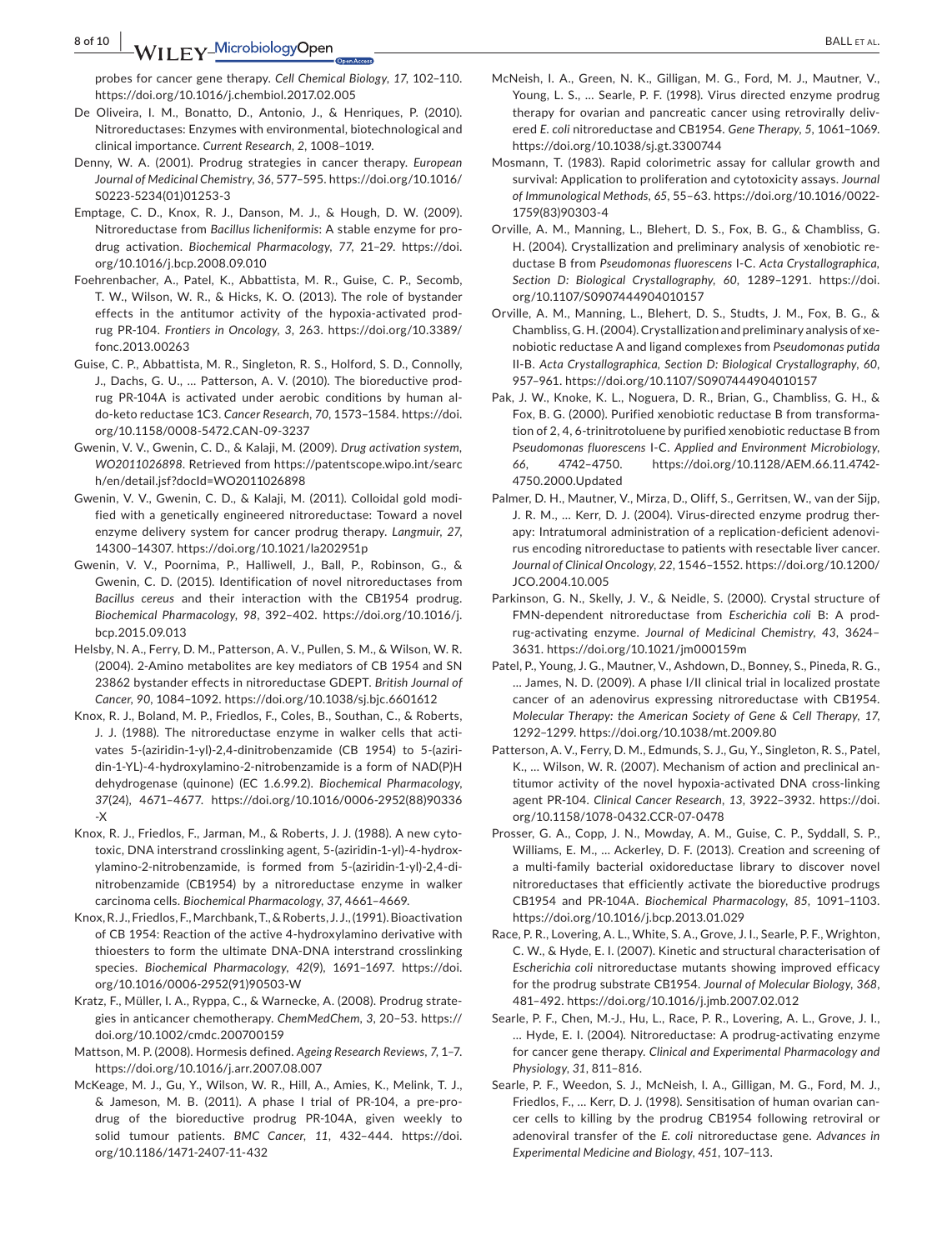probes for cancer gene therapy. *Cell Chemical Biology*, *17*, 102–110. https://doi.org/10.1016/j.chembiol.2017.02.005

De Oliveira, I. M., Bonatto, D., Antonio, J., & Henriques, P. (2010). Nitroreductases: Enzymes with environmental, biotechnological and clinical importance. *Current Research*, *2*, 1008–1019.

Denny, W. A. (2001). Prodrug strategies in cancer therapy. *European Journal of Medicinal Chemistry*, *36*, 577–595. https://doi.org/10.1016/S0223-5234(01)01253-3

Emptage, C. D., Knox, R. J., Danson, M. J., & Hough, D. W. (2009). Nitroreductase from *Bacillus licheniformis*: A stable enzyme for prodrug activation. *Biochemical Pharmacology*, *77*, 21–29. https://doi.org/10.1016/j.bcp.2008.09.010

Foehrenbacher, A., Patel, K., Abbattista, M. R., Guise, C. P., Secomb, T. W., Wilson, W. R., & Hicks, K. O. (2013). The role of bystander effects in the antitumor activity of the hypoxia-activated prodrug PR-104. *Frontiers in Oncology*, *3*, 263. https://doi.org/10.3389/fonc.2013.00263

Guise, C. P., Abbattista, M. R., Singleton, R. S., Holford, S. D., Connolly, J., Dachs, G. U., … Patterson, A. V. (2010). The bioreductive prodrug PR-104A is activated under aerobic conditions by human aldo-keto reductase 1C3. *Cancer Research*, *70*, 1573–1584. https://doi.org/10.1158/0008-5472.CAN-09-3237

Gwenin, V. V., Gwenin, C. D., & Kalaji, M. (2009). *Drug activation system, WO2011026898*. Retrieved from https://patentscope.wipo.int/search/en/detail.jsf?docId=WO2011026898

Gwenin, V. V., Gwenin, C. D., & Kalaji, M. (2011). Colloidal gold modified with a genetically engineered nitroreductase: Toward a novel enzyme delivery system for cancer prodrug therapy. *Langmuir*, *27*, 14300–14307. https://doi.org/10.1021/la202951p

Gwenin, V. V., Poornima, P., Halliwell, J., Ball, P., Robinson, G., & Gwenin, C. D. (2015). Identification of novel nitroreductases from *Bacillus cereus* and their interaction with the CB1954 prodrug. *Biochemical Pharmacology*, *98*, 392–402. https://doi.org/10.1016/j.bcp.2015.09.013

Helsby, N. A., Ferry, D. M., Patterson, A. V., Pullen, S. M., & Wilson, W. R. (2004). 2-Amino metabolites are key mediators of CB 1954 and SN 23862 bystander effects in nitroreductase GDEPT. *British Journal of Cancer*, *90*, 1084–1092. https://doi.org/10.1038/sj.bjc.6601612

Knox, R. J., Boland, M. P., Friedlos, F., Coles, B., Southan, C., & Roberts, J. J. (1988). The nitroreductase enzyme in walker cells that activates 5-(aziridin-1-yl)-2,4-dinitrobenzamide (CB 1954) to 5-(aziridin-1-YL)-4-hydroxylamino-2-nitrobenzamide is a form of NAD(P)H dehydrogenase (quinone) (EC 1.6.99.2). *Biochemical Pharmacology*, *37*(24), 4671–4677. https://doi.org/10.1016/0006-2952(88)90336-X

Knox, R. J., Friedlos, F., Jarman, M., & Roberts, J. J. (1988). A new cytotoxic, DNA interstrand crosslinking agent, 5-(aziridin-1-yl)-4-hydroxylamino-2-nitrobenzamide, is formed from 5-(aziridin-1-yl)-2,4-dinitrobenzamide (CB1954) by a nitroreductase enzyme in walker carcinoma cells. *Biochemical Pharmacology*, *37*, 4661–4669.

Knox, R. J., Friedlos, F., Marchbank, T., & Roberts, J. J. (1991). Bioactivation of CB 1954: Reaction of the active 4-hydroxylamino derivative with thioesters to form the ultimate DNA-DNA interstrand crosslinking species. *Biochemical Pharmacology*, *42*(9), 1691–1697. https://doi.org/10.1016/0006-2952(91)90503-W

Kratz, F., Müller, I. A., Ryppa, C., & Warnecke, A. (2008). Prodrug strategies in anticancer chemotherapy. *ChemMedChem*, *3*, 20–53. https://doi.org/10.1002/cmdc.200700159

Mattson, M. P. (2008). Hormesis defined. *Ageing Research Reviews*, *7*, 1–7. https://doi.org/10.1016/j.arr.2007.08.007

McKeage, M. J., Gu, Y., Wilson, W. R., Hill, A., Amies, K., Melink, T. J., & Jameson, M. B. (2011). A phase I trial of PR-104, a pre-prodrug of the bioreductive prodrug PR-104A, given weekly to solid tumour patients. *BMC Cancer*, *11*, 432–444. https://doi.org/10.1186/1471-2407-11-432

McNeish, I. A., Green, N. K., Gilligan, M. G., Ford, M. J., Mautner, V., Young, L. S., … Searle, P. F. (1998). Virus directed enzyme prodrug therapy for ovarian and pancreatic cancer using retrovirally delivered *E. coli* nitroreductase and CB1954. *Gene Therapy*, *5*, 1061–1069. https://doi.org/10.1038/sj.gt.3300744

Mosmann, T. (1983). Rapid colorimetric assay for cellular growth and survival: Application to proliferation and cytotoxicity assays. *Journal of Immunological Methods*, *65*, 55–63. https://doi.org/10.1016/0022-1759(83)90303-4

Orville, A. M., Manning, L., Blehert, D. S., Fox, B. G., & Chambliss, G. H. (2004). Crystallization and preliminary analysis of xenobiotic reductase B from *Pseudomonas fluorescens* I-C. *Acta Crystallographica, Section D: Biological Crystallography*, *60*, 1289–1291. https://doi.org/10.1107/S0907444904010157

Orville, A. M., Manning, L., Blehert, D. S., Studts, J. M., Fox, B. G., & Chambliss, G. H. (2004). Crystallization and preliminary analysis of xenobiotic reductase A and ligand complexes from *Pseudomonas putida* II-B. *Acta Crystallographica, Section D: Biological Crystallography*, *60*, 957–961. https://doi.org/10.1107/S0907444904010157

Pak, J. W., Knoke, K. L., Noguera, D. R., Brian, G., Chambliss, G. H., & Fox, B. G. (2000). Purified xenobiotic reductase B from transformation of 2, 4, 6-trinitrotoluene by purified xenobiotic reductase B from *Pseudomonas fluorescens* I-C. *Applied and Environment Microbiology*, *66*, 4742–4750. https://doi.org/10.1128/AEM.66.11.4742-4750.2000.Updated

Palmer, D. H., Mautner, V., Mirza, D., Oliff, S., Gerritsen, W., van der Sijp, J. R. M., … Kerr, D. J. (2004). Virus-directed enzyme prodrug therapy: Intratumoral administration of a replication-deficient adenovirus encoding nitroreductase to patients with resectable liver cancer. *Journal of Clinical Oncology*, *22*, 1546–1552. https://doi.org/10.1200/JCO.2004.10.005

Parkinson, G. N., Skelly, J. V., & Neidle, S. (2000). Crystal structure of FMN-dependent nitroreductase from *Escherichia coli* B: A prodrug-activating enzyme. *Journal of Medicinal Chemistry*, *43*, 3624–3631. https://doi.org/10.1021/jm000159m

Patel, P., Young, J. G., Mautner, V., Ashdown, D., Bonney, S., Pineda, R. G., … James, N. D. (2009). A phase I/II clinical trial in localized prostate cancer of an adenovirus expressing nitroreductase with CB1954. *Molecular Therapy: the American Society of Gene & Cell Therapy*, *17*, 1292–1299. https://doi.org/10.1038/mt.2009.80

Patterson, A. V., Ferry, D. M., Edmunds, S. J., Gu, Y., Singleton, R. S., Patel, K., … Wilson, W. R. (2007). Mechanism of action and preclinical antitumor activity of the novel hypoxia-activated DNA cross-linking agent PR-104. *Clinical Cancer Research*, *13*, 3922–3932. https://doi.org/10.1158/1078-0432.CCR-07-0478

Prosser, G. A., Copp, J. N., Mowday, A. M., Guise, C. P., Syddall, S. P., Williams, E. M., … Ackerley, D. F. (2013). Creation and screening of a multi-family bacterial oxidoreductase library to discover novel nitroreductases that efficiently activate the bioreductive prodrugs CB1954 and PR-104A. *Biochemical Pharmacology*, *85*, 1091–1103. https://doi.org/10.1016/j.bcp.2013.01.029

Race, P. R., Lovering, A. L., White, S. A., Grove, J. I., Searle, P. F., Wrighton, C. W., & Hyde, E. I. (2007). Kinetic and structural characterisation of *Escherichia coli* nitroreductase mutants showing improved efficacy for the prodrug substrate CB1954. *Journal of Molecular Biology*, *368*, 481–492. https://doi.org/10.1016/j.jmb.2007.02.012

Searle, P. F., Chen, M.-J., Hu, L., Race, P. R., Lovering, A. L., Grove, J. I., … Hyde, E. I. (2004). Nitroreductase: A prodrug-activating enzyme for cancer gene therapy. *Clinical and Experimental Pharmacology and Physiology*, *31*, 811–816.

Searle, P. F., Weedon, S. J., McNeish, I. A., Gilligan, M. G., Ford, M. J., Friedlos, F., … Kerr, D. J. (1998). Sensitisation of human ovarian cancer cells to killing by the prodrug CB1954 following retroviral or adenoviral transfer of the *E. coli* nitroreductase gene. *Advances in Experimental Medicine and Biology*, *451*, 107–113.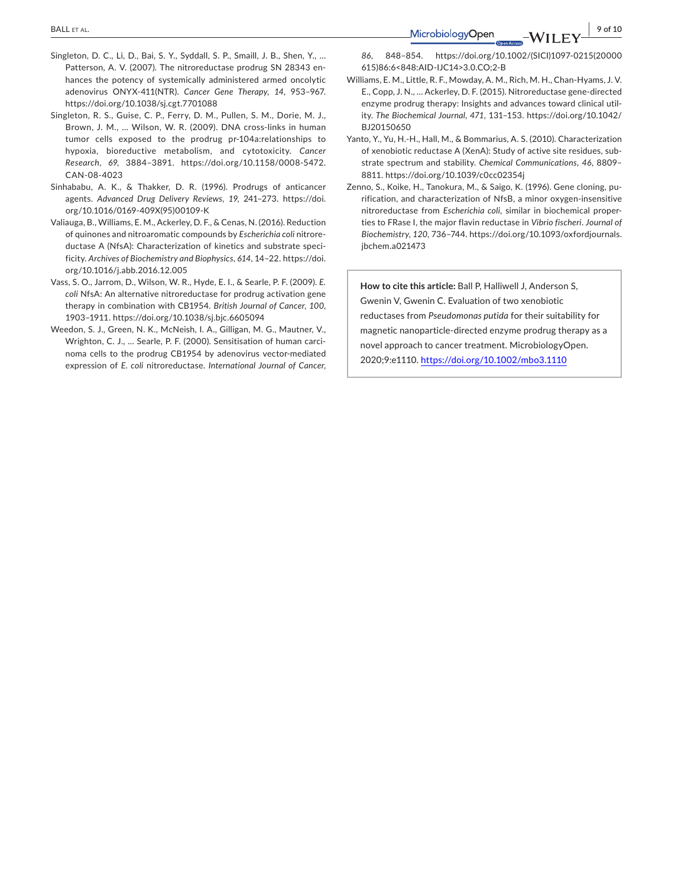Singleton, D. C., Li, D., Bai, S. Y., Syddall, S. P., Smaill, J. B., Shen, Y., ... Patterson, A. V. (2007). The nitroreductase prodrug SN 28343 enhances the potency of systemically administered armed oncolytic adenovirus ONYX-411(NTR). *Cancer Gene Therapy*, *14*, 953–967. https://doi.org/10.1038/sj.cgt.7701088

Singleton, R. S., Guise, C. P., Ferry, D. M., Pullen, S. M., Dorie, M. J., Brown, J. M., ... Wilson, W. R. (2009). DNA cross-links in human tumor cells exposed to the prodrug pr-104a:relationships to hypoxia, bioreductive metabolism, and cytotoxicity. *Cancer Research*, *69*, 3884–3891. https://doi.org/10.1158/0008-5472.CAN-08-4023

Sinhababu, A. K., & Thakker, D. R. (1996). Prodrugs of anticancer agents. *Advanced Drug Delivery Reviews*, *19*, 241–273. https://doi.org/10.1016/0169-409X(95)00109-K

Valiauga, B., Williams, E. M., Ackerley, D. F., & Cenas, N. (2016). Reduction of quinones and nitroaromatic compounds by *Escherichia coli* nitroreductase A (NfsA): Characterization of kinetics and substrate specificity. *Archives of Biochemistry and Biophysics*, *614*, 14–22. https://doi.org/10.1016/j.abb.2016.12.005

Vass, S. O., Jarrom, D., Wilson, W. R., Hyde, E. I., & Searle, P. F. (2009). *E. coli* NfsA: An alternative nitroreductase for prodrug activation gene therapy in combination with CB1954. *British Journal of Cancer*, *100*, 1903–1911. https://doi.org/10.1038/sj.bjc.6605094

Weedon, S. J., Green, N. K., McNeish, I. A., Gilligan, M. G., Mautner, V., Wrighton, C. J., ... Searle, P. F. (2000). Sensitisation of human carcinoma cells to the prodrug CB1954 by adenovirus vector-mediated expression of *E. coli* nitroreductase. *International Journal of Cancer*, *86*, 848–854. https://doi.org/10.1002/(SICI)1097-0215(20000615)86:6<848:AID-IJC14>3.0.CO;2-B

Williams, E. M., Little, R. F., Mowday, A. M., Rich, M. H., Chan-Hyams, J. V. E., Copp, J. N., ... Ackerley, D. F. (2015). Nitroreductase gene-directed enzyme prodrug therapy: Insights and advances toward clinical utility. *The Biochemical Journal*, *471*, 131–153. https://doi.org/10.1042/BJ20150650

Yanto, Y., Yu, H.-H., Hall, M., & Bommarius, A. S. (2010). Characterization of xenobiotic reductase A (XenA): Study of active site residues, substrate spectrum and stability. *Chemical Communications*, *46*, 8809–8811. https://doi.org/10.1039/c0cc02354j

Zenno, S., Koike, H., Tanokura, M., & Saigo, K. (1996). Gene cloning, purification, and characterization of NfsB, a minor oxygen-insensitive nitroreductase from *Escherichia coli*, similar in biochemical properties to FRase I, the major flavin reductase in *Vibrio fischeri*. *Journal of Biochemistry*, *120*, 736–744. https://doi.org/10.1093/oxfordjournals.jbchem.a021473

**How to cite this article:** Ball P, Halliwell J, Anderson S, Gwenin V, Gwenin C. Evaluation of two xenobiotic reductases from *Pseudomonas putida* for their suitability for magnetic nanoparticle-directed enzyme prodrug therapy as a novel approach to cancer treatment. MicrobiologyOpen. 2020;9:e1110. https://doi.org/10.1002/mbo3.1110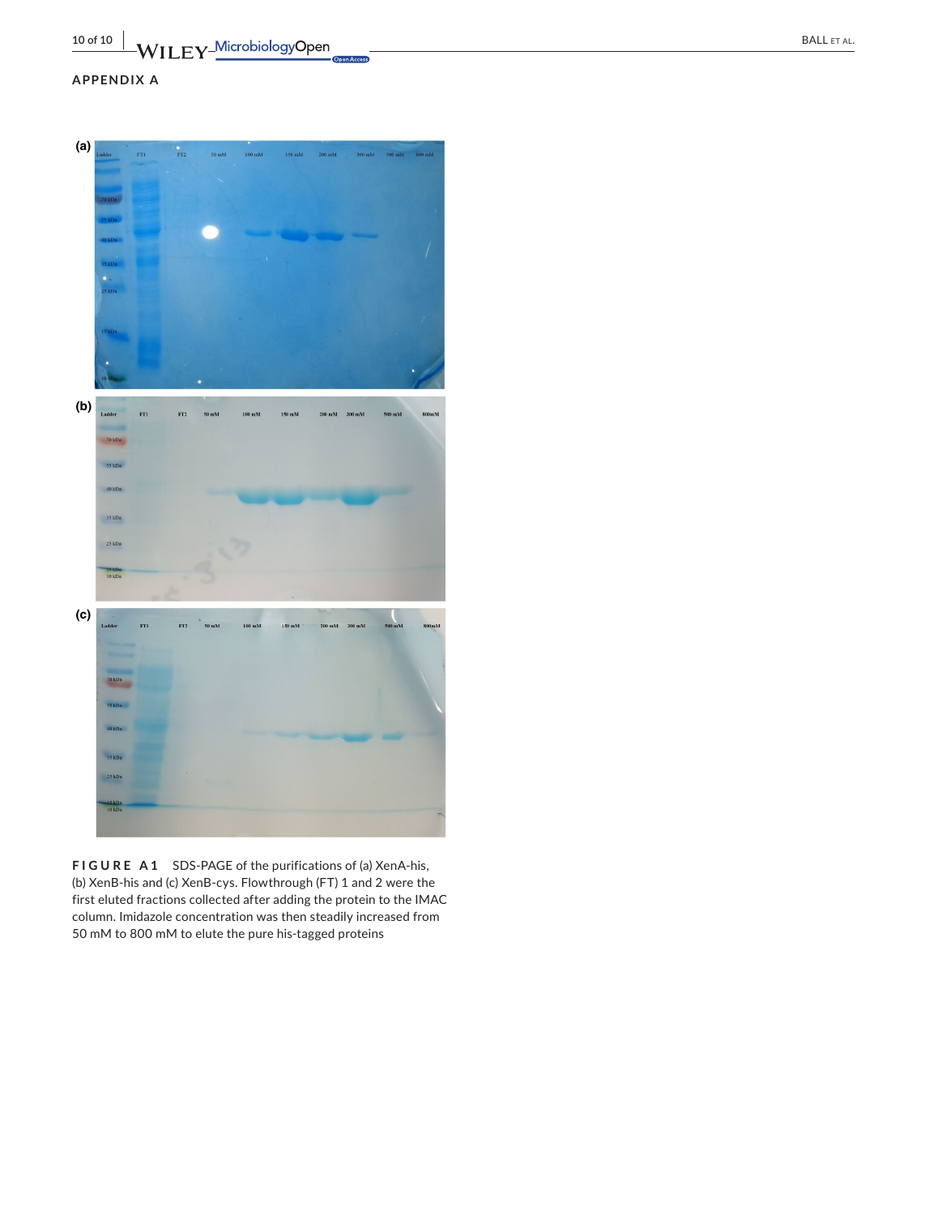## APPENDIX A

(a)

Ladder FT1 FT2 50 mM 100 mM 150 mM 200 mM 300 mM 500 mM 800 mM

70 kDa
55 kDa
40 kDa
35 kDa
25 kDa
15 kDa
10 kDa

(b)

Ladder FT1 FT2 50 mM 100 mM 150 mM 200 mM 300 mM 500 mM 800mM

70 kDa
55 kDa
40 kDa
35 kDa
25 kDa
15 kDa
10 kDa

(c)

Ladder FT1 FT2 50 mM 100 mM 150 mM 200 mM 300 mM 500 mM 800mM

70 kDa
55 kDa
40 kDa
35 kDa
25 kDa
15 kDa
10 kDa

**FIGURE A1** SDS-PAGE of the purifications of (a) XenA-his, (b) XenB-his and (c) XenB-cys. Flowthrough (FT) 1 and 2 were the first eluted fractions collected after adding the protein to the IMAC column. Imidazole concentration was then steadily increased from 50 mM to 800 mM to elute the pure his-tagged proteins